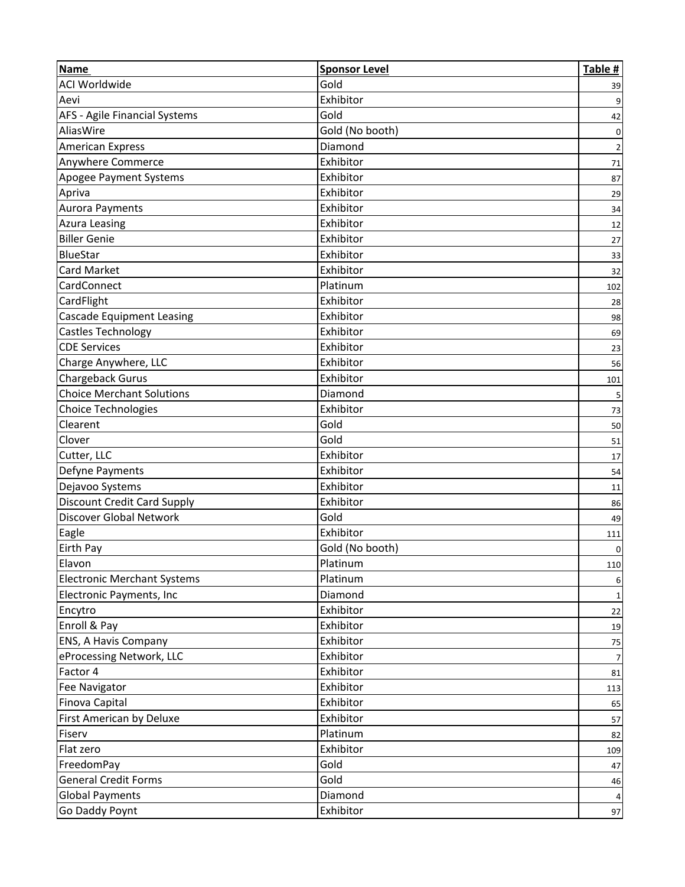| Name | Sponsor Level | Table # |
| --- | --- | --- |
| ACI Worldwide | Gold | 39 |
| Aevi | Exhibitor | 9 |
| AFS - Agile Financial Systems | Gold | 42 |
| AliasWire | Gold (No booth) | 0 |
| American Express | Diamond | 2 |
| Anywhere Commerce | Exhibitor | 71 |
| Apogee Payment Systems | Exhibitor | 87 |
| Apriva | Exhibitor | 29 |
| Aurora Payments | Exhibitor | 34 |
| Azura Leasing | Exhibitor | 12 |
| Biller Genie | Exhibitor | 27 |
| BlueStar | Exhibitor | 33 |
| Card Market | Exhibitor | 32 |
| CardConnect | Platinum | 102 |
| CardFlight | Exhibitor | 28 |
| Cascade Equipment Leasing | Exhibitor | 98 |
| Castles Technology | Exhibitor | 69 |
| CDE Services | Exhibitor | 23 |
| Charge Anywhere, LLC | Exhibitor | 56 |
| Chargeback Gurus | Exhibitor | 101 |
| Choice Merchant Solutions | Diamond | 5 |
| Choice Technologies | Exhibitor | 73 |
| Clearent | Gold | 50 |
| Clover | Gold | 51 |
| Cutter, LLC | Exhibitor | 17 |
| Defyne Payments | Exhibitor | 54 |
| Dejavoo Systems | Exhibitor | 11 |
| Discount Credit Card Supply | Exhibitor | 86 |
| Discover Global Network | Gold | 49 |
| Eagle | Exhibitor | 111 |
| Eirth Pay | Gold (No booth) | 0 |
| Elavon | Platinum | 110 |
| Electronic Merchant Systems | Platinum | 6 |
| Electronic Payments, Inc | Diamond | 1 |
| Encytro | Exhibitor | 22 |
| Enroll & Pay | Exhibitor | 19 |
| ENS, A Havis Company | Exhibitor | 75 |
| eProcessing Network, LLC | Exhibitor | 7 |
| Factor 4 | Exhibitor | 81 |
| Fee Navigator | Exhibitor | 113 |
| Finova Capital | Exhibitor | 65 |
| First American by Deluxe | Exhibitor | 57 |
| Fiserv | Platinum | 82 |
| Flat zero | Exhibitor | 109 |
| FreedomPay | Gold | 47 |
| General Credit Forms | Gold | 46 |
| Global Payments | Diamond | 4 |
| Go Daddy Poynt | Exhibitor | 97 |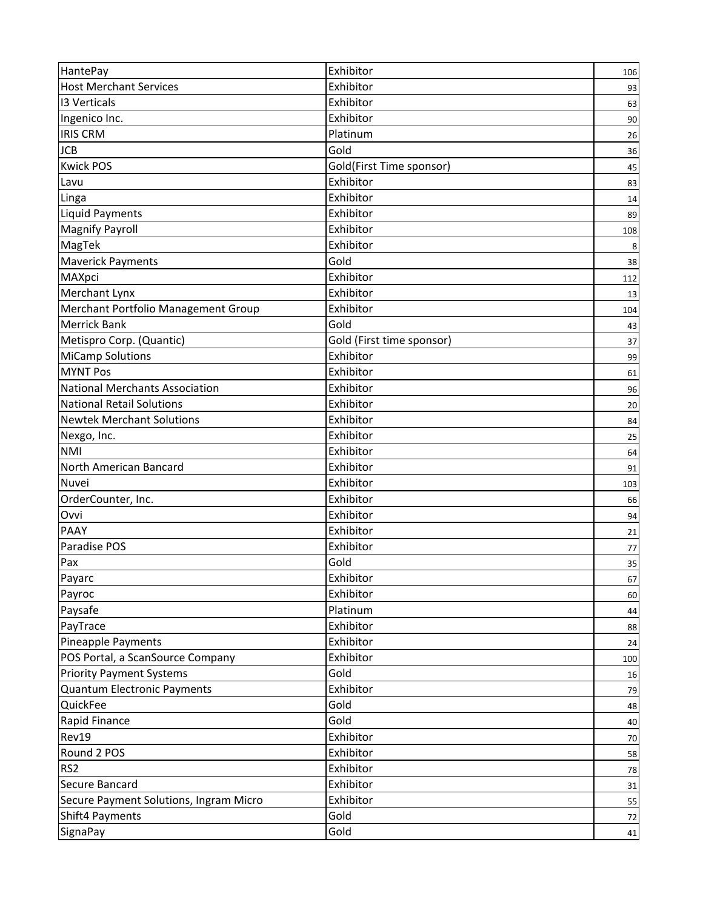| | | |
|---|---|---|
| HantePay | Exhibitor | 106 |
| Host Merchant Services | Exhibitor | 93 |
| I3 Verticals | Exhibitor | 63 |
| Ingenico Inc. | Exhibitor | 90 |
| IRIS CRM | Platinum | 26 |
| JCB | Gold | 36 |
| Kwick POS | Gold(First Time sponsor) | 45 |
| Lavu | Exhibitor | 83 |
| Linga | Exhibitor | 14 |
| Liquid Payments | Exhibitor | 89 |
| Magnify Payroll | Exhibitor | 108 |
| MagTek | Exhibitor | 8 |
| Maverick Payments | Gold | 38 |
| MAXpci | Exhibitor | 112 |
| Merchant Lynx | Exhibitor | 13 |
| Merchant Portfolio Management Group | Exhibitor | 104 |
| Merrick Bank | Gold | 43 |
| Metispro Corp. (Quantic) | Gold (First time sponsor) | 37 |
| MiCamp Solutions | Exhibitor | 99 |
| MYNT Pos | Exhibitor | 61 |
| National Merchants Association | Exhibitor | 96 |
| National Retail Solutions | Exhibitor | 20 |
| Newtek Merchant Solutions | Exhibitor | 84 |
| Nexgo, Inc. | Exhibitor | 25 |
| NMI | Exhibitor | 64 |
| North American Bancard | Exhibitor | 91 |
| Nuvei | Exhibitor | 103 |
| OrderCounter, Inc. | Exhibitor | 66 |
| Ovvi | Exhibitor | 94 |
| PAAY | Exhibitor | 21 |
| Paradise POS | Exhibitor | 77 |
| Pax | Gold | 35 |
| Payarc | Exhibitor | 67 |
| Payroc | Exhibitor | 60 |
| Paysafe | Platinum | 44 |
| PayTrace | Exhibitor | 88 |
| Pineapple Payments | Exhibitor | 24 |
| POS Portal, a ScanSource Company | Exhibitor | 100 |
| Priority Payment Systems | Gold | 16 |
| Quantum Electronic Payments | Exhibitor | 79 |
| QuickFee | Gold | 48 |
| Rapid Finance | Gold | 40 |
| Rev19 | Exhibitor | 70 |
| Round 2 POS | Exhibitor | 58 |
| RS2 | Exhibitor | 78 |
| Secure Bancard | Exhibitor | 31 |
| Secure Payment Solutions, Ingram Micro | Exhibitor | 55 |
| Shift4 Payments | Gold | 72 |
| SignaPay | Gold | 41 |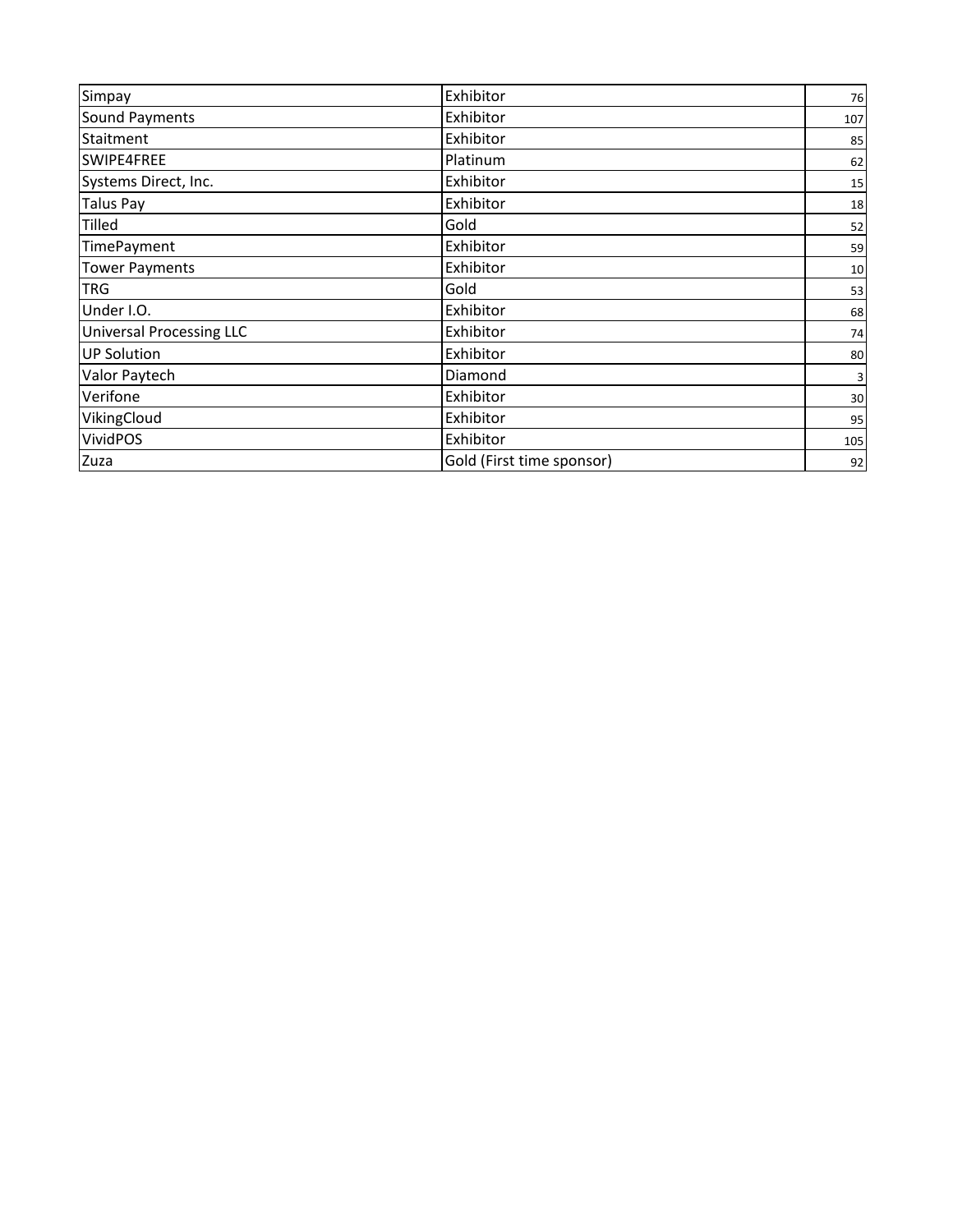| | | |
|---|---|---|
| Simpay | Exhibitor | 76 |
| Sound Payments | Exhibitor | 107 |
| Staitment | Exhibitor | 85 |
| SWIPE4FREE | Platinum | 62 |
| Systems Direct, Inc. | Exhibitor | 15 |
| Talus Pay | Exhibitor | 18 |
| Tilled | Gold | 52 |
| TimePayment | Exhibitor | 59 |
| Tower Payments | Exhibitor | 10 |
| TRG | Gold | 53 |
| Under I.O. | Exhibitor | 68 |
| Universal Processing LLC | Exhibitor | 74 |
| UP Solution | Exhibitor | 80 |
| Valor Paytech | Diamond | 3 |
| Verifone | Exhibitor | 30 |
| VikingCloud | Exhibitor | 95 |
| VividPOS | Exhibitor | 105 |
| Zuza | Gold (First time sponsor) | 92 |